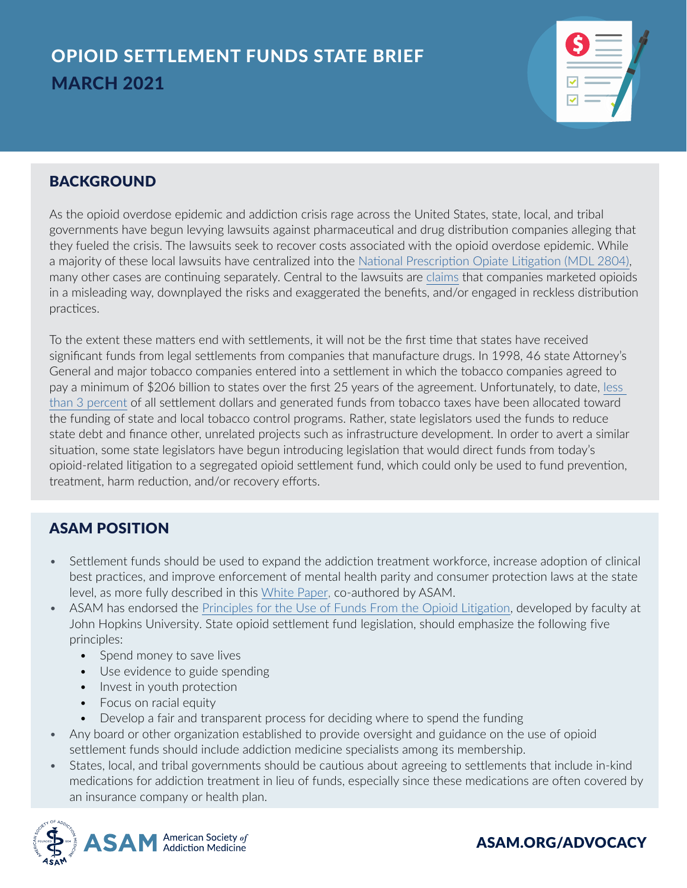# OPIOID SETTLEMENT FUNDS STATE BRIEF

# MARCH 2021

## BACKGROUND

As the opioid overdose epidemic and addiction crisis rage across the United States, state, local, and tribal governments have begun levying lawsuits against pharmaceutical and drug distribution companies alleging that they fueled the crisis. The lawsuits seek to recover costs associated with the opioid overdose epidemic. While a majority of these local lawsuits have centralized into the National Prescription Opiate Litigation (MDL 2804), many other cases are continuing separately. Central to the lawsuits are claims that companies marketed opioids in a misleading way, downplayed the risks and exaggerated the benefits, and/or engaged in reckless distribution practices.

To the extent these matters end with settlements, it will not be the first time that states have received significant funds from legal settlements from companies that manufacture drugs. In 1998, 46 state Attorney's General and major tobacco companies entered into a settlement in which the tobacco companies agreed to pay a minimum of $206 billion to states over the first 25 years of the agreement. Unfortunately, to date, less than 3 percent of all settlement dollars and generated funds from tobacco taxes have been allocated toward the funding of state and local tobacco control programs. Rather, state legislators used the funds to reduce state debt and finance other, unrelated projects such as infrastructure development. In order to avert a similar situation, some state legislators have begun introducing legislation that would direct funds from today's opioid-related litigation to a segregated opioid settlement fund, which could only be used to fund prevention, treatment, harm reduction, and/or recovery efforts.

## ASAM POSITION

- Settlement funds should be used to expand the addiction treatment workforce, increase adoption of clinical best practices, and improve enforcement of mental health parity and consumer protection laws at the state level, as more fully described in this White Paper, co-authored by ASAM.
- ASAM has endorsed the Principles for the Use of Funds From the Opioid Litigation, developed by faculty at John Hopkins University. State opioid settlement fund legislation, should emphasize the following five principles:
  - Spend money to save lives
  - Use evidence to guide spending
  - Invest in youth protection
  - Focus on racial equity
  - Develop a fair and transparent process for deciding where to spend the funding
- Any board or other organization established to provide oversight and guidance on the use of opioid settlement funds should include addiction medicine specialists among its membership.
- States, local, and tribal governments should be cautious about agreeing to settlements that include in-kind medications for addiction treatment in lieu of funds, especially since these medications are often covered by an insurance company or health plan.

ASAM American Society of Addiction Medicine

ASAM.ORG/ADVOCACY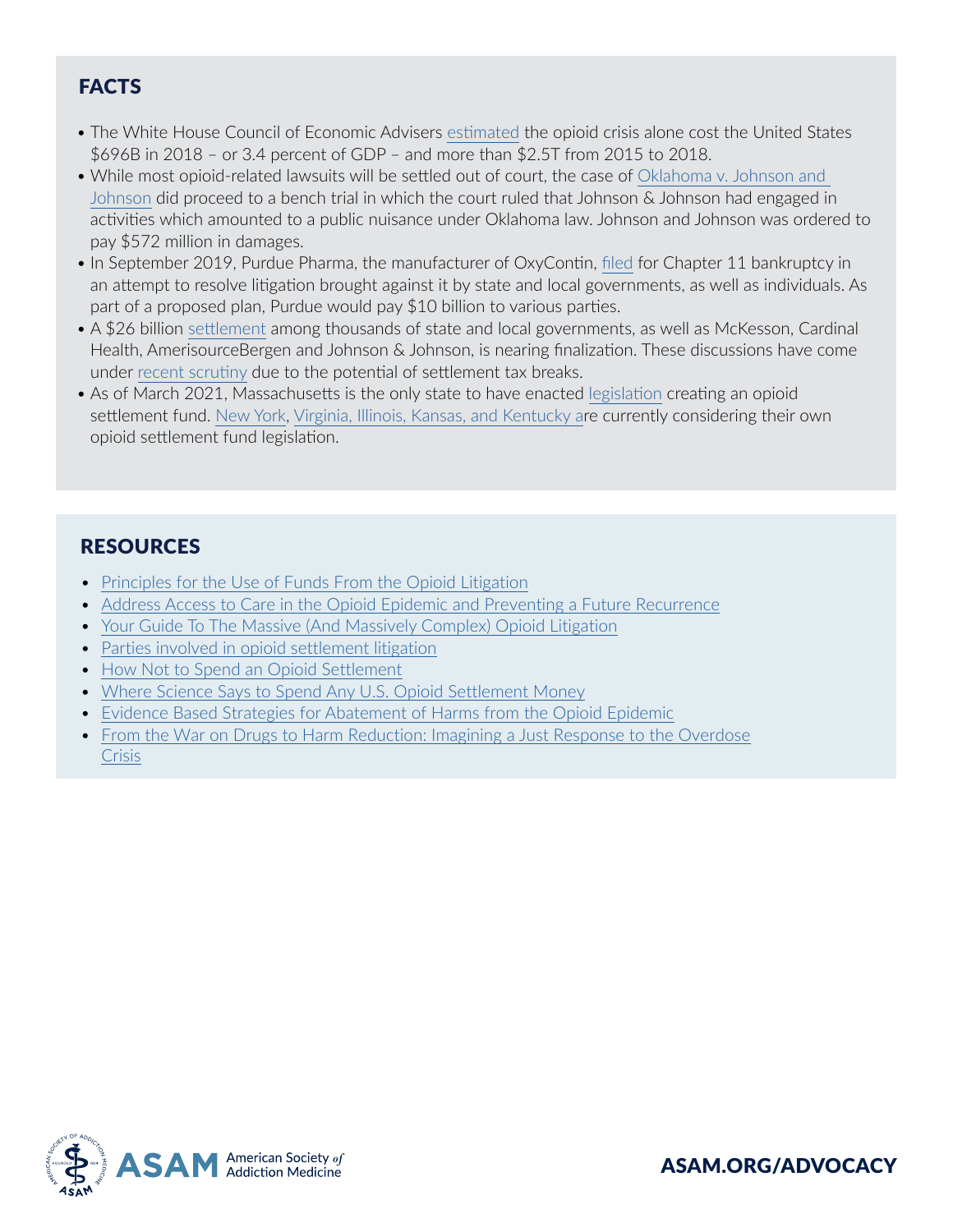## FACTS

- The White House Council of Economic Advisers estimated the opioid crisis alone cost the United States $696B in 2018 – or 3.4 percent of GDP – and more than $2.5T from 2015 to 2018.
- While most opioid-related lawsuits will be settled out of court, the case of Oklahoma v. Johnson and Johnson did proceed to a bench trial in which the court ruled that Johnson & Johnson had engaged in activities which amounted to a public nuisance under Oklahoma law. Johnson and Johnson was ordered to pay $572 million in damages.
- In September 2019, Purdue Pharma, the manufacturer of OxyContin, filed for Chapter 11 bankruptcy in an attempt to resolve litigation brought against it by state and local governments, as well as individuals. As part of a proposed plan, Purdue would pay $10 billion to various parties.
- A $26 billion settlement among thousands of state and local governments, as well as McKesson, Cardinal Health, AmerisourceBergen and Johnson & Johnson, is nearing finalization. These discussions have come under recent scrutiny due to the potential of settlement tax breaks.
- As of March 2021, Massachusetts is the only state to have enacted legislation creating an opioid settlement fund. New York, Virginia, Illinois, Kansas, and Kentucky are currently considering their own opioid settlement fund legislation.

## RESOURCES

- Principles for the Use of Funds From the Opioid Litigation
- Address Access to Care in the Opioid Epidemic and Preventing a Future Recurrence
- Your Guide To The Massive (And Massively Complex) Opioid Litigation
- Parties involved in opioid settlement litigation
- How Not to Spend an Opioid Settlement
- Where Science Says to Spend Any U.S. Opioid Settlement Money
- Evidence Based Strategies for Abatement of Harms from the Opioid Epidemic
- From the War on Drugs to Harm Reduction: Imagining a Just Response to the Overdose Crisis

ASAM American Society of Addiction Medicine

ASAM.ORG/ADVOCACY